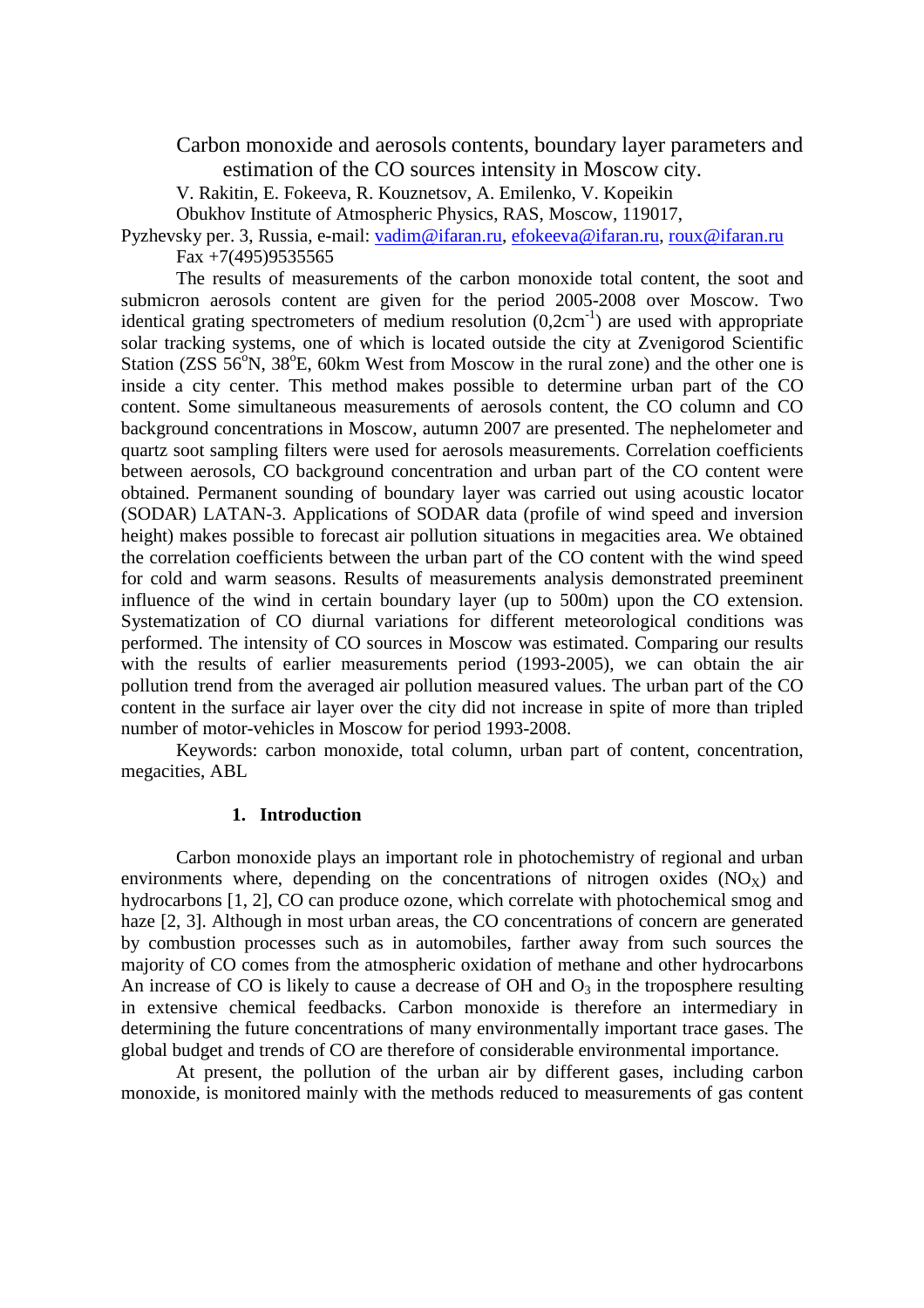# Carbon monoxide and aerosols contents, boundary layer parameters and estimation of the CO sources intensity in Moscow city.

V. Rakitin, E. Fokeeva, R. Kouznetsov, A. Emilenko, V. Kopeikin

Obukhov Institute of Atmospheric Physics, RAS, Moscow, 119017, Pyzhevsky per. 3, Russia, e-mail: vadim@ifaran.ru, efokeeva@ifaran.ru, roux@ifaran.ru

Fax +7(495)9535565

The results of measurements of the carbon monoxide total content, the soot and submicron aerosols content are given for the period 2005-2008 over Moscow. Two identical grating spectrometers of medium resolution (0,2cm$^{-1}$) are used with appropriate solar tracking systems, one of which is located outside the city at Zvenigorod Scientific Station (ZSS 56$^{o}$N, 38$^{o}$E, 60km West from Moscow in the rural zone) and the other one is inside a city center. This method makes possible to determine urban part of the CO content. Some simultaneous measurements of aerosols content, the CO column and CO background concentrations in Moscow, autumn 2007 are presented. The nephelometer and quartz soot sampling filters were used for aerosols measurements. Correlation coefficients between aerosols, CO background concentration and urban part of the CO content were obtained. Permanent sounding of boundary layer was carried out using acoustic locator (SODAR) LATAN-3. Applications of SODAR data (profile of wind speed and inversion height) makes possible to forecast air pollution situations in megacities area. We obtained the correlation coefficients between the urban part of the CO content with the wind speed for cold and warm seasons. Results of measurements analysis demonstrated preeminent influence of the wind in certain boundary layer (up to 500m) upon the CO extension. Systematization of CO diurnal variations for different meteorological conditions was performed. The intensity of CO sources in Moscow was estimated. Comparing our results with the results of earlier measurements period (1993-2005), we can obtain the air pollution trend from the averaged air pollution measured values. The urban part of the CO content in the surface air layer over the city did not increase in spite of more than tripled number of motor-vehicles in Moscow for period 1993-2008.

Keywords: carbon monoxide, total column, urban part of content, concentration, megacities, ABL

## 1. Introduction

Carbon monoxide plays an important role in photochemistry of regional and urban environments where, depending on the concentrations of nitrogen oxides ($NO_X$) and hydrocarbons [1, 2], CO can produce ozone, which correlate with photochemical smog and haze [2, 3]. Although in most urban areas, the CO concentrations of concern are generated by combustion processes such as in automobiles, farther away from such sources the majority of CO comes from the atmospheric oxidation of methane and other hydrocarbons An increase of CO is likely to cause a decrease of OH and $O_3$ in the troposphere resulting in extensive chemical feedbacks. Carbon monoxide is therefore an intermediary in determining the future concentrations of many environmentally important trace gases. The global budget and trends of CO are therefore of considerable environmental importance.

At present, the pollution of the urban air by different gases, including carbon monoxide, is monitored mainly with the methods reduced to measurements of gas content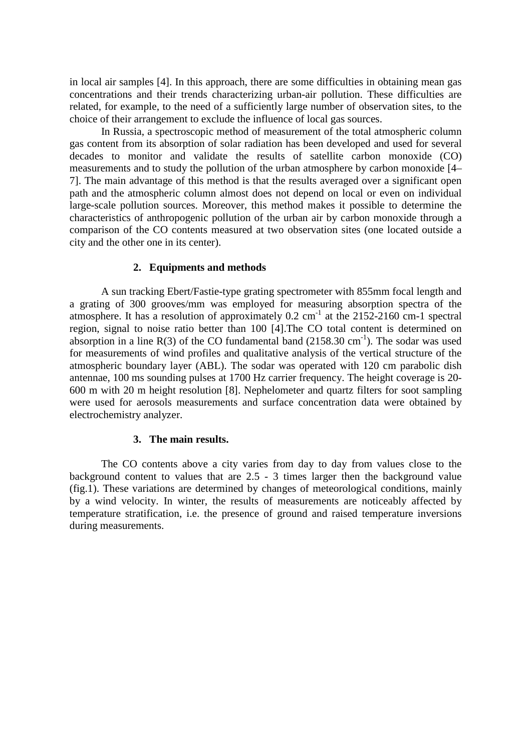in local air samples [4]. In this approach, there are some difficulties in obtaining mean gas concentrations and their trends characterizing urban-air pollution. These difficulties are related, for example, to the need of a sufficiently large number of observation sites, to the choice of their arrangement to exclude the influence of local gas sources.

In Russia, a spectroscopic method of measurement of the total atmospheric column gas content from its absorption of solar radiation has been developed and used for several decades to monitor and validate the results of satellite carbon monoxide (CO) measurements and to study the pollution of the urban atmosphere by carbon monoxide [4–7]. The main advantage of this method is that the results averaged over a significant open path and the atmospheric column almost does not depend on local or even on individual large-scale pollution sources. Moreover, this method makes it possible to determine the characteristics of anthropogenic pollution of the urban air by carbon monoxide through a comparison of the CO contents measured at two observation sites (one located outside a city and the other one in its center).

## 2. Equipments and methods

A sun tracking Ebert/Fastie-type grating spectrometer with 855mm focal length and a grating of 300 grooves/mm was employed for measuring absorption spectra of the atmosphere. It has a resolution of approximately 0.2 $cm^{-1}$ at the 2152-2160 cm-1 spectral region, signal to noise ratio better than 100 [4].The CO total content is determined on absorption in a line R(3) of the CO fundamental band (2158.30 $cm^{-1}$). The sodar was used for measurements of wind profiles and qualitative analysis of the vertical structure of the atmospheric boundary layer (ABL). The sodar was operated with 120 cm parabolic dish antennae, 100 ms sounding pulses at 1700 Hz carrier frequency. The height coverage is 20-600 m with 20 m height resolution [8]. Nephelometer and quartz filters for soot sampling were used for aerosols measurements and surface concentration data were obtained by electrochemistry analyzer.

## 3. The main results.

The CO contents above a city varies from day to day from values close to the background content to values that are 2.5 - 3 times larger then the background value (fig.1). These variations are determined by changes of meteorological conditions, mainly by a wind velocity. In winter, the results of measurements are noticeably affected by temperature stratification, i.e. the presence of ground and raised temperature inversions during measurements.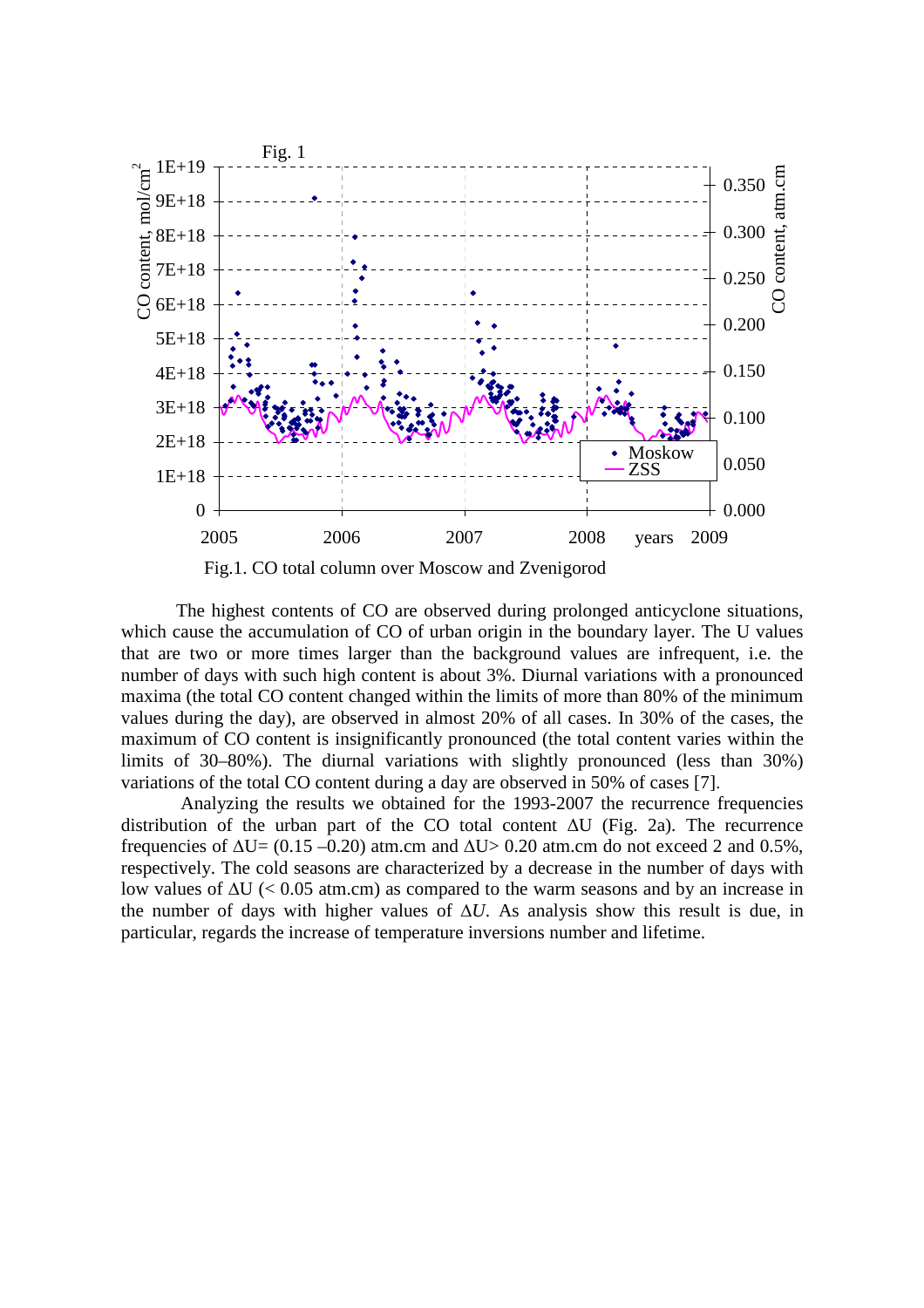Fig.1. CO total column over Moscow and Zvenigorod

The highest contents of CO are observed during prolonged anticyclone situations, which cause the accumulation of CO of urban origin in the boundary layer. The U values that are two or more times larger than the background values are infrequent, i.e. the number of days with such high content is about 3%. Diurnal variations with a pronounced maxima (the total CO content changed within the limits of more than 80% of the minimum values during the day), are observed in almost 20% of all cases. In 30% of the cases, the maximum of CO content is insignificantly pronounced (the total content varies within the limits of 30–80%). The diurnal variations with slightly pronounced (less than 30%) variations of the total CO content during a day are observed in 50% of cases [7].

Analyzing the results we obtained for the 1993-2007 the recurrence frequencies distribution of the urban part of the CO total content $\Delta U$ (Fig. 2a). The recurrence frequencies of $\Delta U$= (0.15 –0.20) atm.cm and $\Delta U$> 0.20 atm.cm do not exceed 2 and 0.5%, respectively. The cold seasons are characterized by a decrease in the number of days with low values of $\Delta U$ (< 0.05 atm.cm) as compared to the warm seasons and by an increase in the number of days with higher values of $\Delta U$. As analysis show this result is due, in particular, regards the increase of temperature inversions number and lifetime.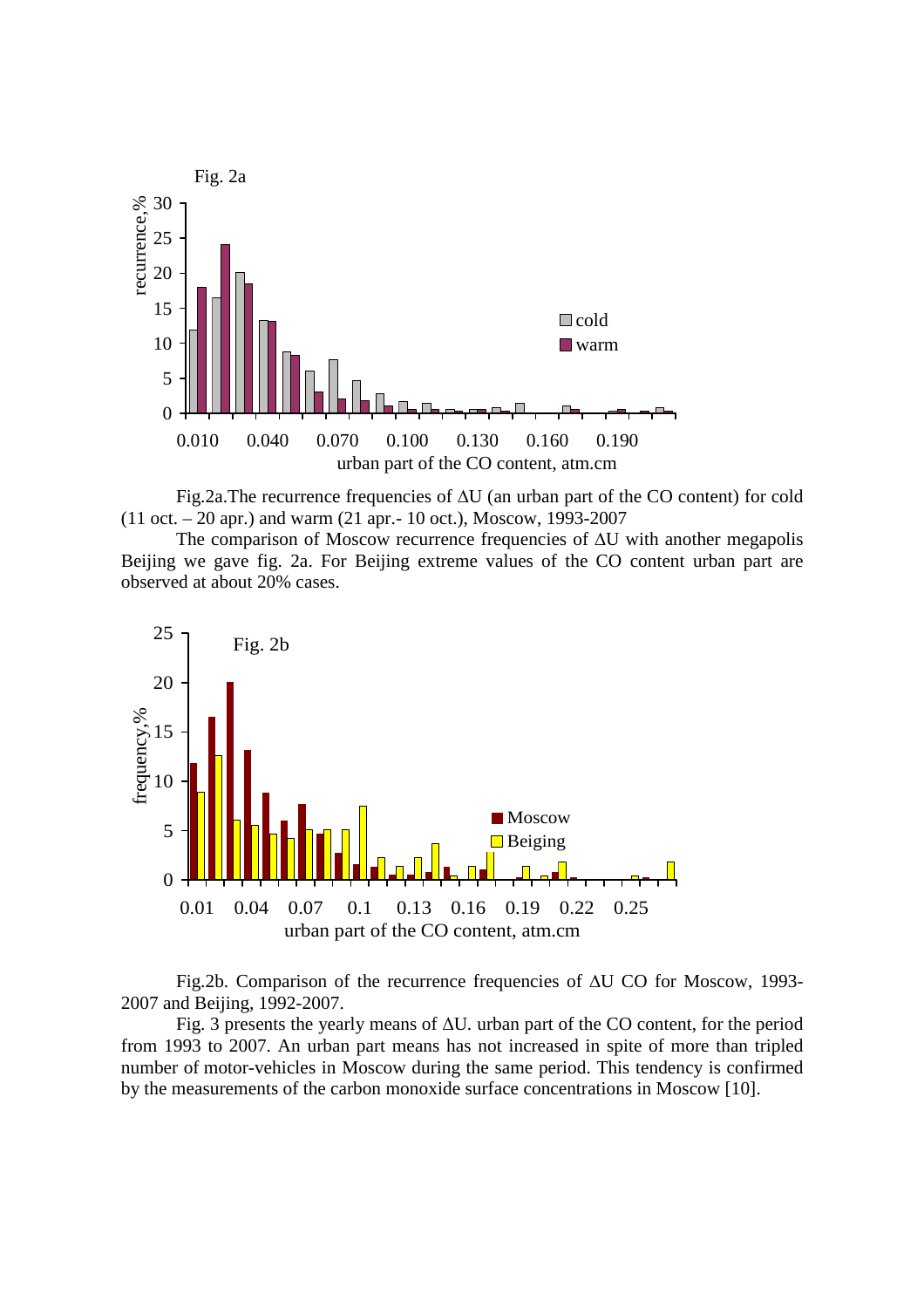Fig.2a.The recurrence frequencies of ΔU (an urban part of the CO content) for cold (11 oct. – 20 apr.) and warm (21 apr.- 10 oct.), Moscow, 1993-2007

The comparison of Moscow recurrence frequencies of ΔU with another megapolis Beijing we gave fig. 2a. For Beijing extreme values of the CO content urban part are observed at about 20% cases.

Fig.2b. Comparison of the recurrence frequencies of ΔU CO for Moscow, 1993-2007 and Beijing, 1992-2007.

Fig. 3 presents the yearly means of ΔU. urban part of the CO content, for the period from 1993 to 2007. An urban part means has not increased in spite of more than tripled number of motor-vehicles in Moscow during the same period. This tendency is confirmed by the measurements of the carbon monoxide surface concentrations in Moscow [10].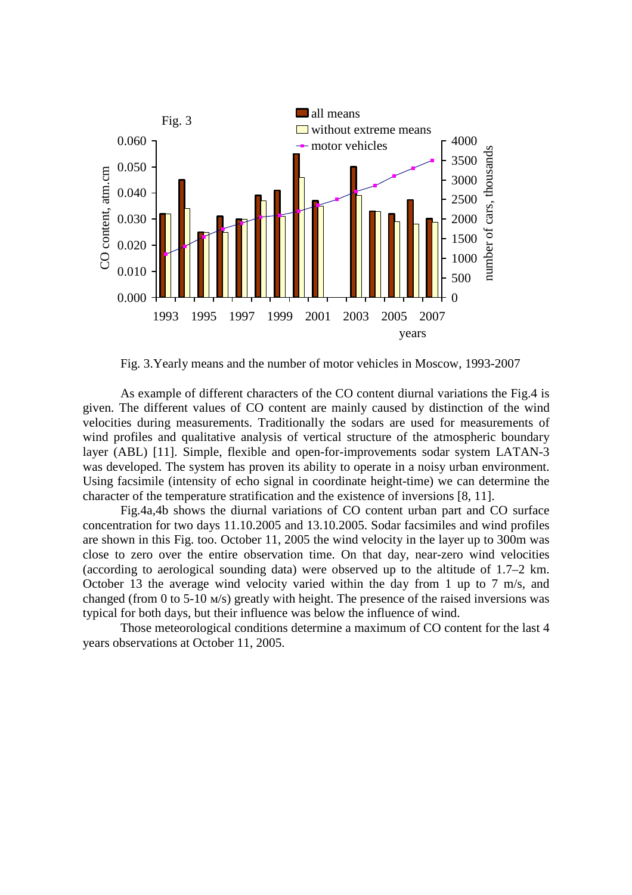Fig. 3.Yearly means and the number of motor vehicles in Moscow, 1993-2007

As example of different characters of the CO content diurnal variations the Fig.4 is given. The different values of CO content are mainly caused by distinction of the wind velocities during measurements. Traditionally the sodars are used for measurements of wind profiles and qualitative analysis of vertical structure of the atmospheric boundary layer (ABL) [11]. Simple, flexible and open-for-improvements sodar system LATAN-3 was developed. The system has proven its ability to operate in a noisy urban environment. Using facsimile (intensity of echo signal in coordinate height-time) we can determine the character of the temperature stratification and the existence of inversions [8, 11].

Fig.4a,4b shows the diurnal variations of CO content urban part and CO surface concentration for two days 11.10.2005 and 13.10.2005. Sodar facsimiles and wind profiles are shown in this Fig. too. October 11, 2005 the wind velocity in the layer up to 300m was close to zero over the entire observation time. On that day, near-zero wind velocities (according to aerological sounding data) were observed up to the altitude of 1.7–2 km. October 13 the average wind velocity varied within the day from 1 up to 7 m/s, and changed (from 0 to 5-10 м/s) greatly with height. The presence of the raised inversions was typical for both days, but their influence was below the influence of wind.

Those meteorological conditions determine a maximum of CO content for the last 4 years observations at October 11, 2005.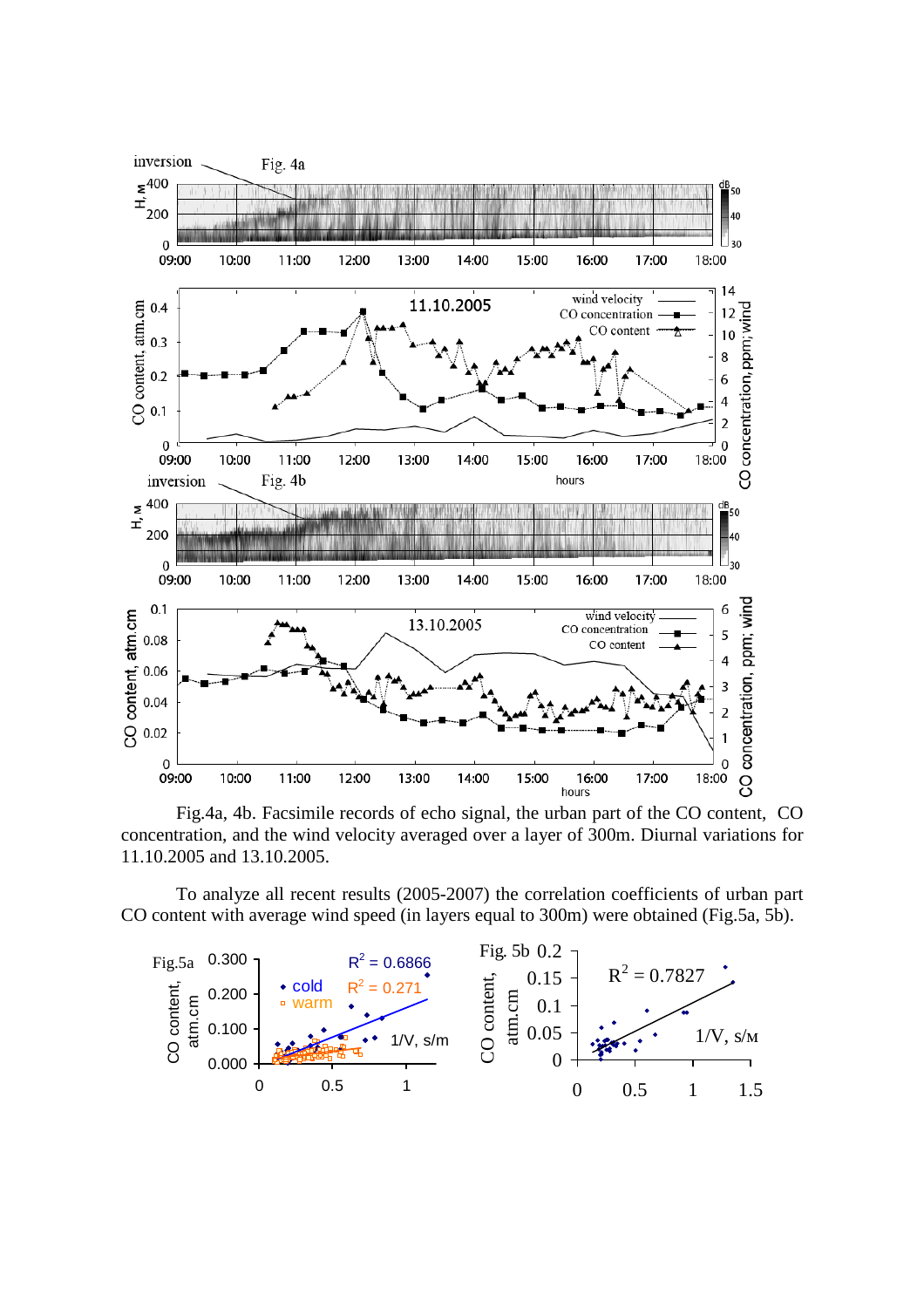Fig.4a, 4b. Facsimile records of echo signal, the urban part of the CO content, CO concentration, and the wind velocity averaged over a layer of 300m. Diurnal variations for 11.10.2005 and 13.10.2005.

To analyze all recent results (2005-2007) the correlation coefficients of urban part CO content with average wind speed (in layers equal to 300m) were obtained (Fig.5a, 5b).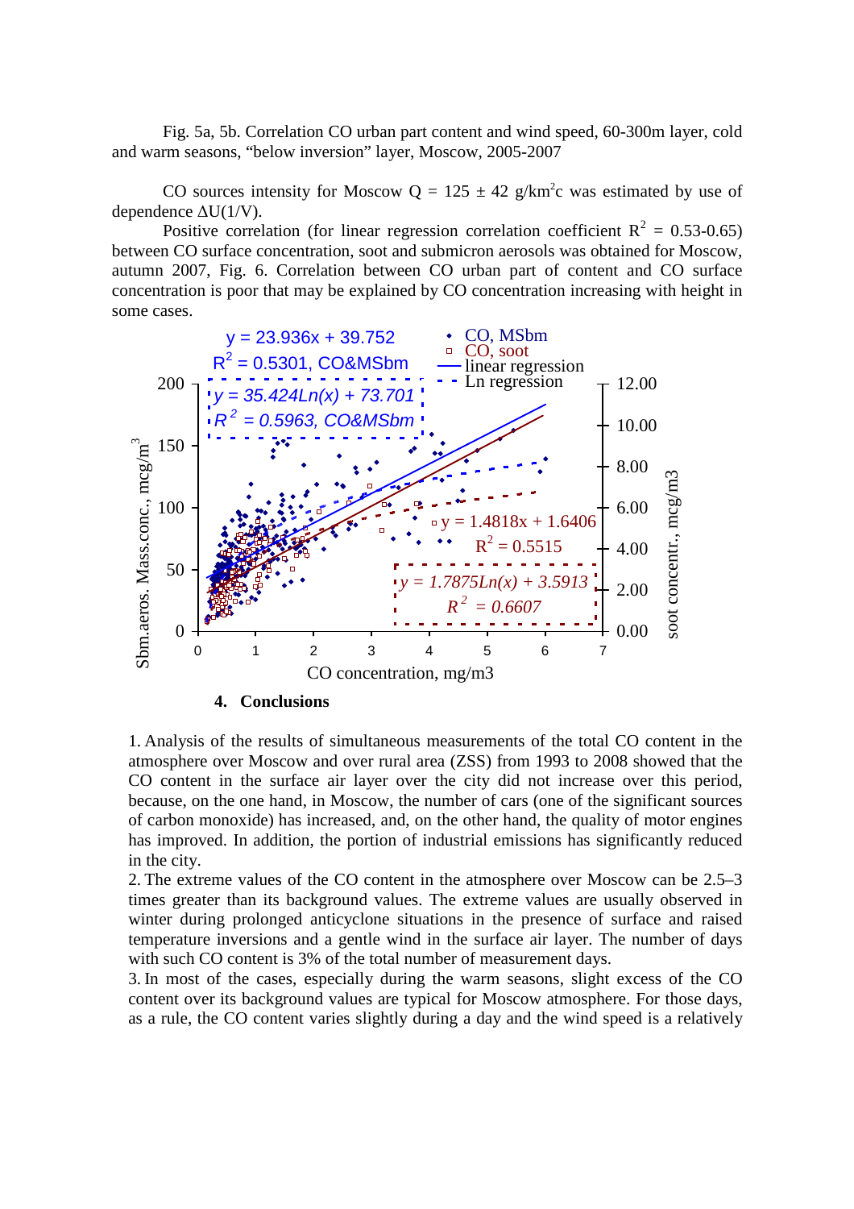Fig. 5a, 5b. Correlation CO urban part content and wind speed, 60-300m layer, cold and warm seasons, "below inversion" layer, Moscow, 2005-2007

CO sources intensity for Moscow Q = 125 ± 42 g/km$^2$c was estimated by use of dependence ΔU(1/V).

Positive correlation (for linear regression correlation coefficient $R^2$ = 0.53-0.65) between CO surface concentration, soot and submicron aerosols was obtained for Moscow, autumn 2007, Fig. 6. Correlation between CO urban part of content and CO surface concentration is poor that may be explained by CO concentration increasing with height in some cases.

## 4. Conclusions

1. Analysis of the results of simultaneous measurements of the total CO content in the atmosphere over Moscow and over rural area (ZSS) from 1993 to 2008 showed that the CO content in the surface air layer over the city did not increase over this period, because, on the one hand, in Moscow, the number of cars (one of the significant sources of carbon monoxide) has increased, and, on the other hand, the quality of motor engines has improved. In addition, the portion of industrial emissions has significantly reduced in the city.
2. The extreme values of the CO content in the atmosphere over Moscow can be 2.5–3 times greater than its background values. The extreme values are usually observed in winter during prolonged anticyclone situations in the presence of surface and raised temperature inversions and a gentle wind in the surface air layer. The number of days with such CO content is 3% of the total number of measurement days.
3. In most of the cases, especially during the warm seasons, slight excess of the CO content over its background values are typical for Moscow atmosphere. For those days, as a rule, the CO content varies slightly during a day and the wind speed is a relatively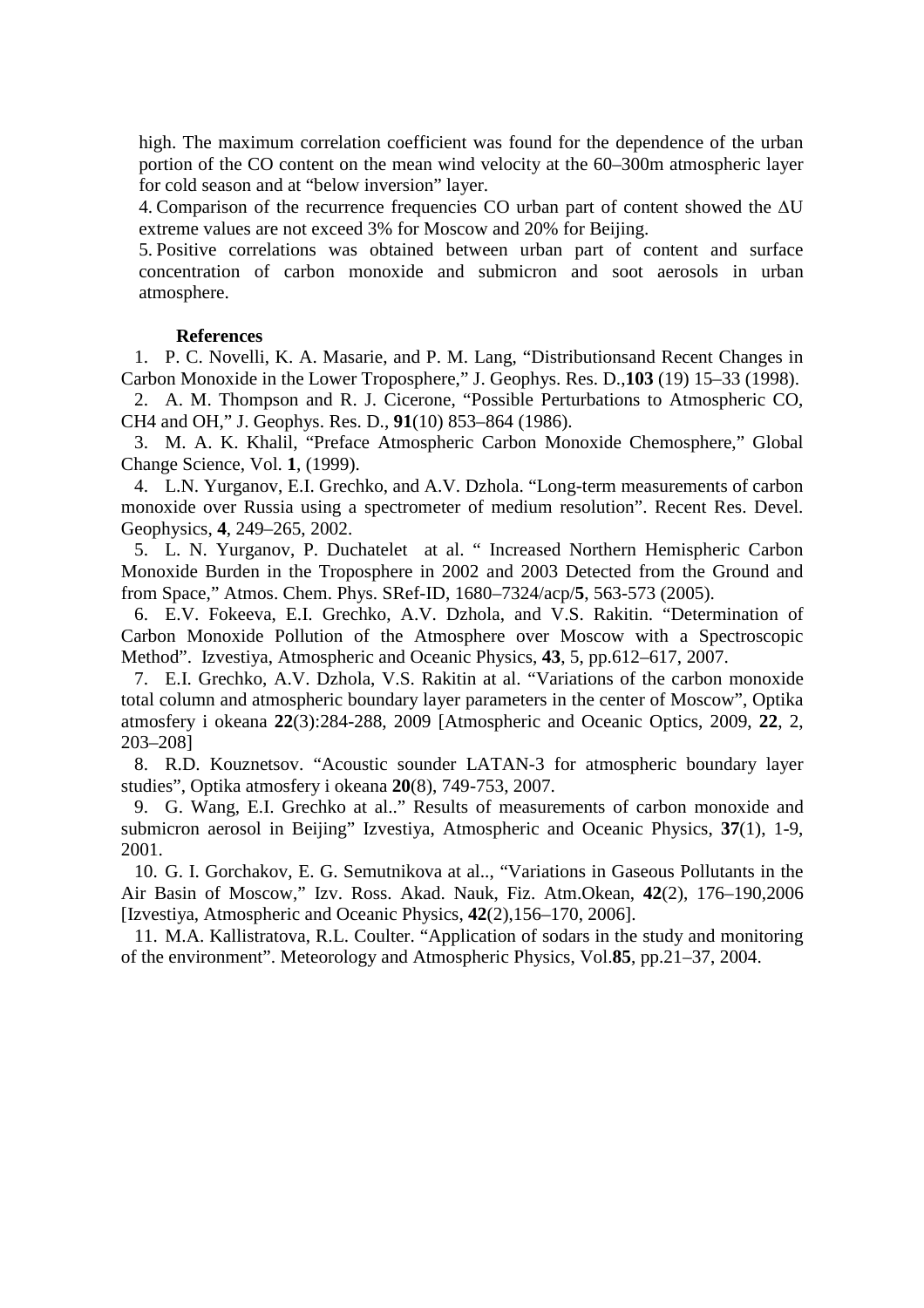high. The maximum correlation coefficient was found for the dependence of the urban portion of the CO content on the mean wind velocity at the 60–300m atmospheric layer for cold season and at "below inversion" layer.

4. Comparison of the recurrence frequencies CO urban part of content showed the ΔU extreme values are not exceed 3% for Moscow and 20% for Beijing.

5. Positive correlations was obtained between urban part of content and surface concentration of carbon monoxide and submicron and soot aerosols in urban atmosphere.

**References**

1. P. C. Novelli, K. A. Masarie, and P. M. Lang, "Distributionsand Recent Changes in Carbon Monoxide in the Lower Troposphere," J. Geophys. Res. D.,**103** (19) 15–33 (1998).
2. A. M. Thompson and R. J. Cicerone, "Possible Perturbations to Atmospheric CO, CH4 and OH," J. Geophys. Res. D., **91**(10) 853–864 (1986).
3. M. A. K. Khalil, "Preface Atmospheric Carbon Monoxide Chemosphere," Global Change Science, Vol. **1**, (1999).
4. L.N. Yurganov, E.I. Grechko, and A.V. Dzhola. "Long-term measurements of carbon monoxide over Russia using a spectrometer of medium resolution". Recent Res. Devel. Geophysics, **4**, 249–265, 2002.
5. L. N. Yurganov, P. Duchatelet at al. " Increased Northern Hemispheric Carbon Monoxide Burden in the Troposphere in 2002 and 2003 Detected from the Ground and from Space," Atmos. Chem. Phys. SRef-ID, 1680–7324/acp/**5**, 563-573 (2005).
6. E.V. Fokeeva, E.I. Grechko, A.V. Dzhola, and V.S. Rakitin. "Determination of Carbon Monoxide Pollution of the Atmosphere over Moscow with a Spectroscopic Method". Izvestiya, Atmospheric and Oceanic Physics, **43**, 5, pp.612–617, 2007.
7. E.I. Grechko, A.V. Dzhola, V.S. Rakitin at al. "Variations of the carbon monoxide total column and atmospheric boundary layer parameters in the center of Moscow", Optika atmosfery i okeana **22**(3):284-288, 2009 [Atmospheric and Oceanic Optics, 2009, **22**, 2, 203–208]
8. R.D. Kouznetsov. "Acoustic sounder LATAN-3 for atmospheric boundary layer studies", Optika atmosfery i okeana **20**(8), 749-753, 2007.
9. G. Wang, E.I. Grechko at al.." Results of measurements of carbon monoxide and submicron aerosol in Beijing" Izvestiya, Atmospheric and Oceanic Physics, **37**(1), 1-9, 2001.
10. G. I. Gorchakov, E. G. Semutnikova at al.., "Variations in Gaseous Pollutants in the Air Basin of Moscow," Izv. Ross. Akad. Nauk, Fiz. Atm.Okean, **42**(2), 176–190,2006 [Izvestiya, Atmospheric and Oceanic Physics, **42**(2),156–170, 2006].
11. M.A. Kallistratova, R.L. Coulter. "Application of sodars in the study and monitoring of the environment". Meteorology and Atmospheric Physics, Vol.**85**, pp.21–37, 2004.